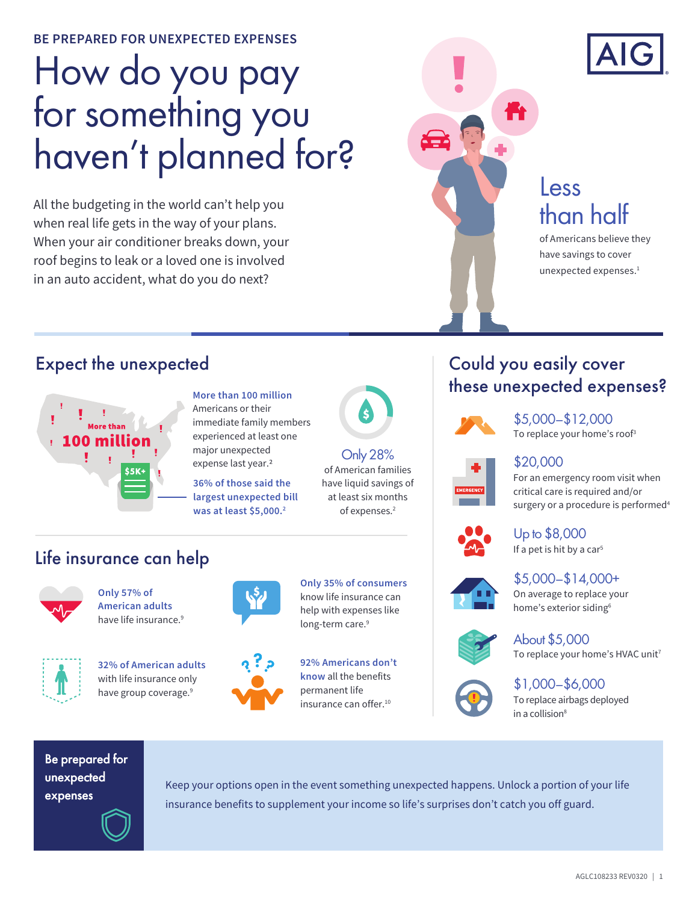BE PREPARED FOR UNEXPECTED EXPENSES

# How do you pay for something you haven't planned for?

All the budgeting in the world can't help you when real life gets in the way of your plans. When your air conditioner breaks down, your roof begins to leak or a loved one is involved in an auto accident, what do you do next?

**Less than half** of Americans believe they have savings to cover unexpected expenses.[1]

## Expect the unexpected

More than **100 million**

$5K+

**More than 100 million** Americans or their immediate family members experienced at least one major unexpected expense last year.[2]

**36% of those said the largest unexpected bill was at least $5,000.**[2]

**Only 28%** of American families have liquid savings of at least six months of expenses.[2]

## Life insurance can help

**Only 57% of American adults** have life insurance.[9]

**Only 35% of consumers** know life insurance can help with expenses like long-term care.[9]

**32% of American adults** with life insurance only have group coverage.[9]

**92% Americans don't know** all the benefits permanent life insurance can offer.[10]

## Could you easily cover these unexpected expenses?

**$5,000–$12,000**
To replace your home's roof[3]

**$20,000**
For an emergency room visit when critical care is required and/or surgery or a procedure is performed[4]

**Up to $8,000**
If a pet is hit by a car[5]

**$5,000–$14,000+**
On average to replace your home's exterior siding[6]

**About $5,000**
To replace your home's HVAC unit[7]

**$1,000–$6,000**
To replace airbags deployed in a collision[8]

**Be prepared for unexpected expenses**

Keep your options open in the event something unexpected happens. Unlock a portion of your life insurance benefits to supplement your income so life's surprises don't catch you off guard.

AGLC108233 REV0320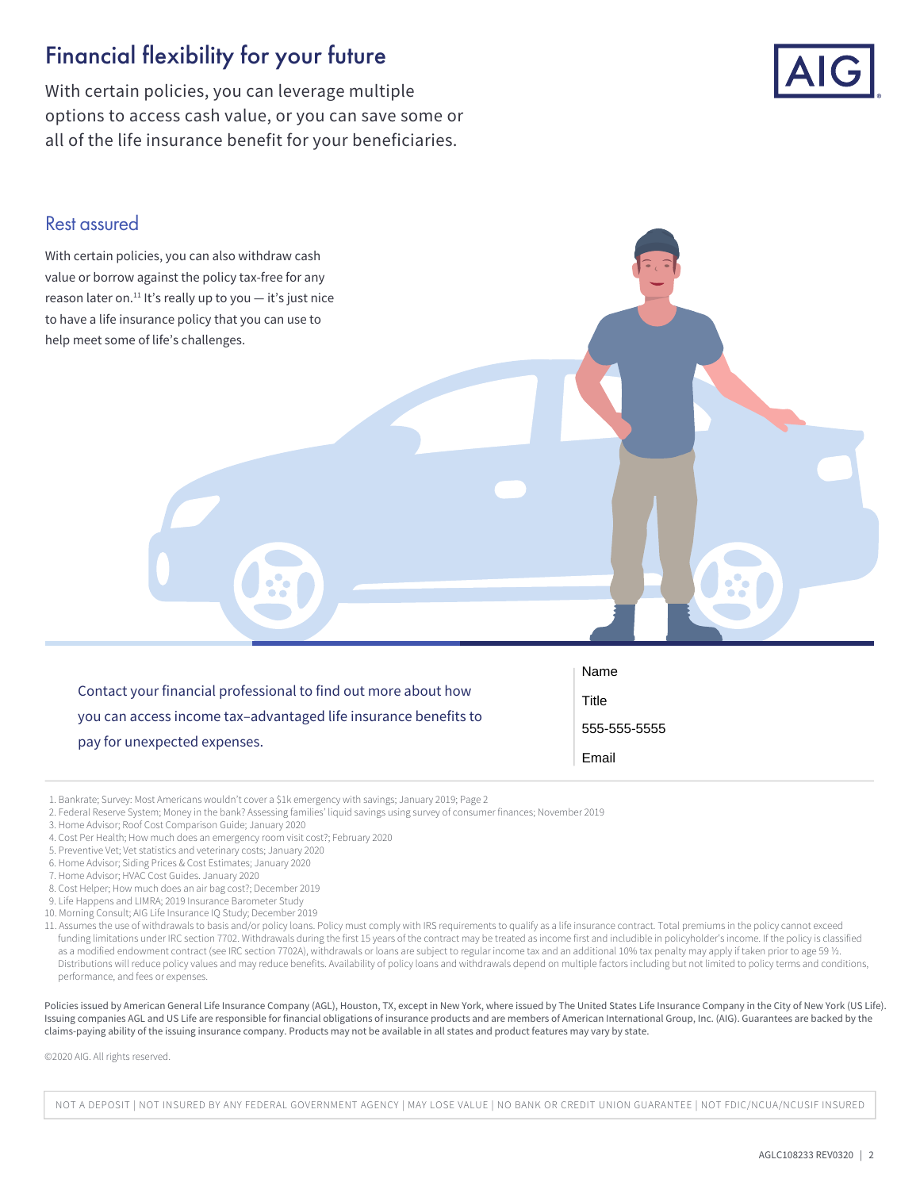# Financial flexibility for your future

With certain policies, you can leverage multiple options to access cash value, or you can save some or all of the life insurance benefit for your beneficiaries.

## Rest assured

With certain policies, you can also withdraw cash value or borrow against the policy tax-free for any reason later on.[11] It's really up to you — it's just nice to have a life insurance policy that you can use to help meet some of life's challenges.

Contact your financial professional to find out more about how you can access income tax–advantaged life insurance benefits to pay for unexpected expenses.

Name

Title

555-555-5555

Email

1. Bankrate; Survey: Most Americans wouldn't cover a $1k emergency with savings; January 2019; Page 2
2. Federal Reserve System; Money in the bank? Assessing families' liquid savings using survey of consumer finances; November 2019
3. Home Advisor; Roof Cost Comparison Guide; January 2020
4. Cost Per Health; How much does an emergency room visit cost?; February 2020
5. Preventive Vet; Vet statistics and veterinary costs; January 2020
6. Home Advisor; Siding Prices & Cost Estimates; January 2020
7. Home Advisor; HVAC Cost Guides. January 2020
8. Cost Helper; How much does an air bag cost?; December 2019
9. Life Happens and LIMRA; 2019 Insurance Barometer Study
10. Morning Consult; AIG Life Insurance IQ Study; December 2019
11. Assumes the use of withdrawals to basis and/or policy loans. Policy must comply with IRS requirements to qualify as a life insurance contract. Total premiums in the policy cannot exceed funding limitations under IRC section 7702. Withdrawals during the first 15 years of the contract may be treated as income first and includible in policyholder's income. If the policy is classified as a modified endowment contract (see IRC section 7702A), withdrawals or loans are subject to regular income tax and an additional 10% tax penalty may apply if taken prior to age 59 ½. Distributions will reduce policy values and may reduce benefits. Availability of policy loans and withdrawals depend on multiple factors including but not limited to policy terms and conditions, performance, and fees or expenses.

Policies issued by American General Life Insurance Company (AGL), Houston, TX, except in New York, where issued by The United States Life Insurance Company in the City of New York (US Life). Issuing companies AGL and US Life are responsible for financial obligations of insurance products and are members of American International Group, Inc. (AIG). Guarantees are backed by the claims-paying ability of the issuing insurance company. Products may not be available in all states and product features may vary by state.

©2020 AIG. All rights reserved.

NOT A DEPOSIT | NOT INSURED BY ANY FEDERAL GOVERNMENT AGENCY | MAY LOSE VALUE | NO BANK OR CREDIT UNION GUARANTEE | NOT FDIC/NCUA/NCUSIF INSURED

AGLC108233 REV0320